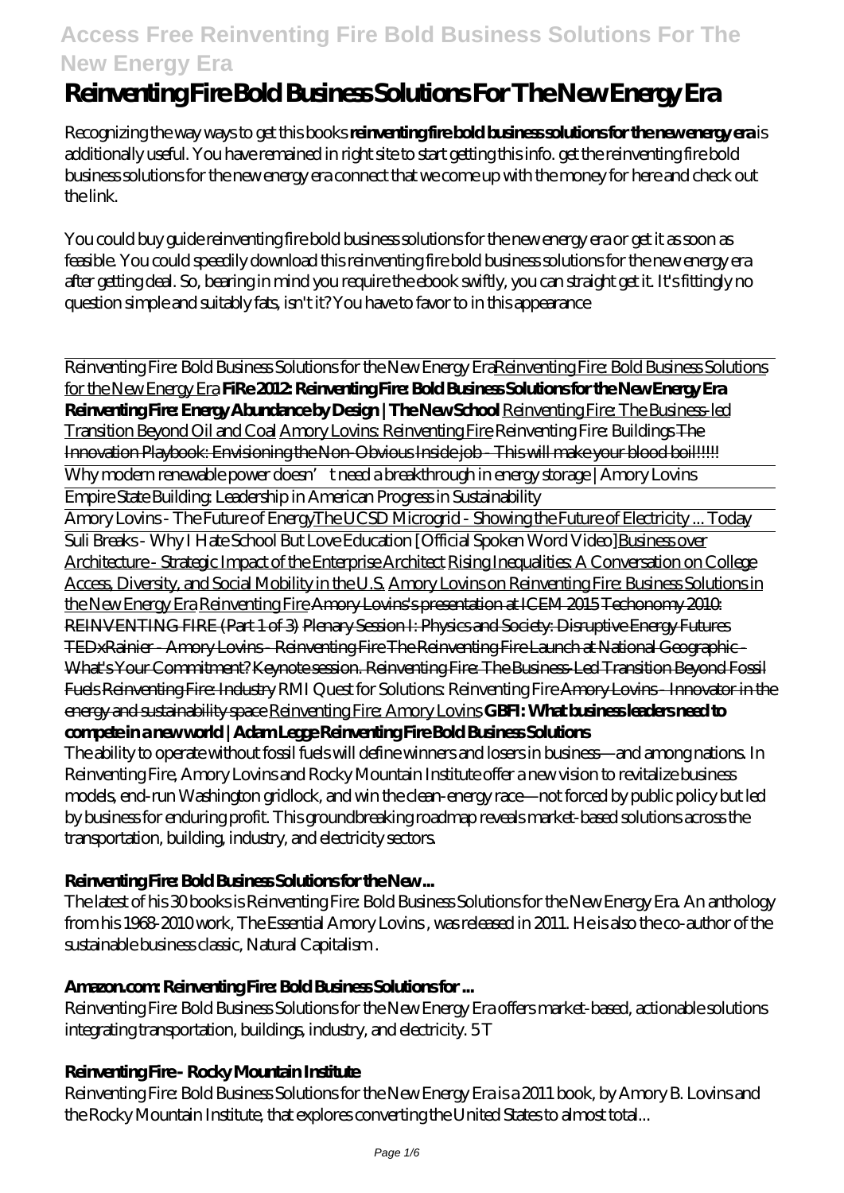# Reinventing Fire Bold Business Solutions For The New Energy Era

Recognizing the way ways to get this books **reinventing fire bold business solutions for the new energy era** is additionally useful. You have remained in right site to start getting this info. get the reinventing fire bold business solutions for the new energy era connect that we come up with the money for here and check out the link.

You could buy guide reinventing fire bold business solutions for the new energy era or get it as soon as feasible. You could speedily download this reinventing fire bold business solutions for the new energy era after getting deal. So, bearing in mind you require the ebook swiftly, you can straight get it. It's fittingly no question simple and suitably fats, isn't it? You have to favor to in this appearance

Reinventing Fire: Bold Business Solutions for the New Energy EraReinventing Fire: Bold Business Solutions for the New Energy Era **FiRe 2012: Reinventing Fire: Bold Business Solutions for the New Energy Era Reinventing Fire: Energy Abundance by Design | The New School** Reinventing Fire: The Business-led Transition Beyond Oil and Coal Amory Lovins: Reinventing Fire *Reinventing Fire: Buildings* ~~The Innovation Playbook: Envisioning the Non-Obvious Inside job - This will make your blood boil!!!!!~~ Why modern renewable power doesn't need a breakthrough in energy storage | Amory Lovins Empire State Building: Leadership in American Progress in Sustainability Amory Lovins - The Future of EnergyThe UCSD Microgrid - Showing the Future of Electricity ... Today Suli Breaks - Why I Hate School But Love Education [Official Spoken Word Video]Business over Architecture - Strategic Impact of the Enterprise Architect Rising Inequalities: A Conversation on College Access, Diversity, and Social Mobility in the U.S. Amory Lovins on Reinventing Fire: Business Solutions in the New Energy Era Reinventing Fire ~~Amory Lovins's presentation at ICEM 2015~~ ~~Techonomy 2010: REINVENTING FIRE (Part 1 of 3)~~ ~~Plenary Session I: Physics and Society: Disruptive Energy Futures~~ ~~TEDxRainier - Amory Lovins - Reinventing Fire~~ ~~The Reinventing Fire Launch at National Geographic - What's Your Commitment?~~ ~~Keynote session. Reinventing Fire: The Business-Led Transition Beyond Fossil Fuels~~ ~~Reinventing Fire: Industry~~ *RMI Quest for Solutions: Reinventing Fire* ~~Amory Lovins - Innovator in the energy and sustainability space~~ Reinventing Fire: Amory Lovins **GBFI: What business leaders need to compete in a new world | Adam Legge Reinventing Fire Bold Business Solutions**

The ability to operate without fossil fuels will define winners and losers in business—and among nations. In Reinventing Fire, Amory Lovins and Rocky Mountain Institute offer a new vision to revitalize business models, end-run Washington gridlock, and win the clean-energy race—not forced by public policy but led by business for enduring profit. This groundbreaking roadmap reveals market-based solutions across the transportation, building, industry, and electricity sectors.

**Reinventing Fire: Bold Business Solutions for the New ...**

The latest of his 30 books is Reinventing Fire: Bold Business Solutions for the New Energy Era. An anthology from his 1968-2010 work, The Essential Amory Lovins , was released in 2011. He is also the co-author of the sustainable business classic, Natural Capitalism .

**Amazon.com: Reinventing Fire: Bold Business Solutions for ...**

Reinventing Fire: Bold Business Solutions for the New Energy Era offers market-based, actionable solutions integrating transportation, buildings, industry, and electricity. 5 T

**Reinventing Fire - Rocky Mountain Institute**

Reinventing Fire: Bold Business Solutions for the New Energy Era is a 2011 book, by Amory B. Lovins and the Rocky Mountain Institute, that explores converting the United States to almost total...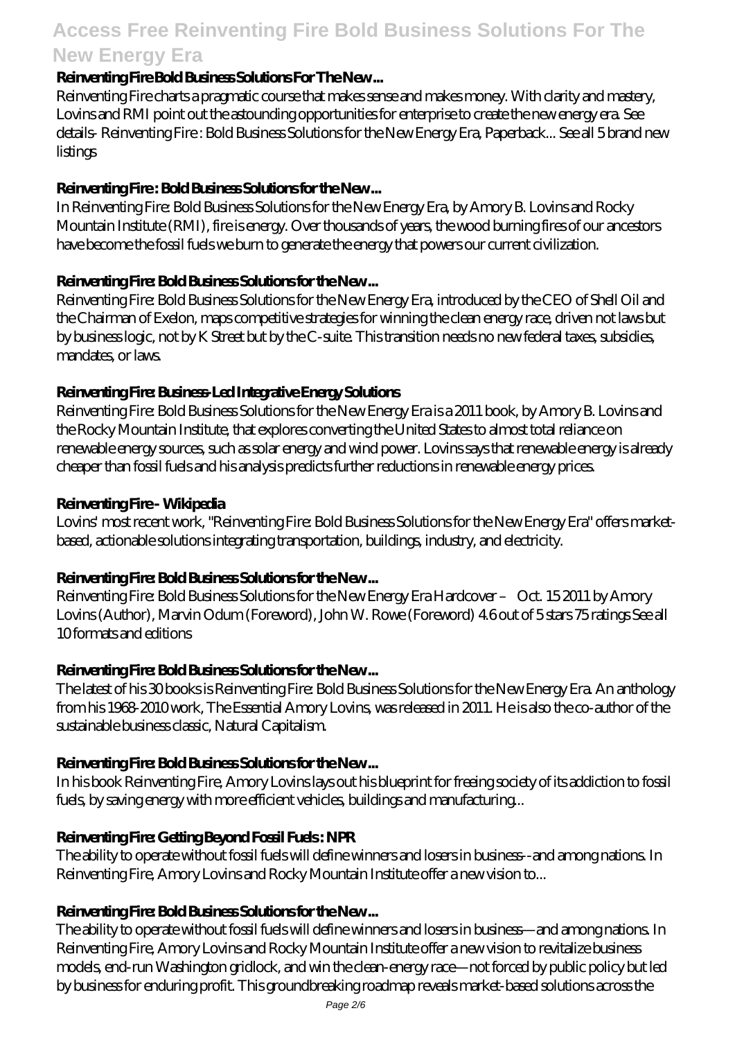### Reinventing Fire Bold Business Solutions For The New ...

Reinventing Fire charts a pragmatic course that makes sense and makes money. With clarity and mastery, Lovins and RMI point out the astounding opportunities for enterprise to create the new energy era. See details- Reinventing Fire : Bold Business Solutions for the New Energy Era, Paperback... See all 5 brand new listings

### Reinventing Fire : Bold Business Solutions for the New ...

In Reinventing Fire: Bold Business Solutions for the New Energy Era, by Amory B. Lovins and Rocky Mountain Institute (RMI), fire is energy. Over thousands of years, the wood burning fires of our ancestors have become the fossil fuels we burn to generate the energy that powers our current civilization.

### Reinventing Fire: Bold Business Solutions for the New ...

Reinventing Fire: Bold Business Solutions for the New Energy Era, introduced by the CEO of Shell Oil and the Chairman of Exelon, maps competitive strategies for winning the clean energy race, driven not laws but by business logic, not by K Street but by the C-suite. This transition needs no new federal taxes, subsidies, mandates, or laws.

### Reinventing Fire: Business-Led Integrative Energy Solutions

Reinventing Fire: Bold Business Solutions for the New Energy Era is a 2011 book, by Amory B. Lovins and the Rocky Mountain Institute, that explores converting the United States to almost total reliance on renewable energy sources, such as solar energy and wind power. Lovins says that renewable energy is already cheaper than fossil fuels and his analysis predicts further reductions in renewable energy prices.

### Reinventing Fire - Wikipedia

Lovins' most recent work, "Reinventing Fire: Bold Business Solutions for the New Energy Era" offers market-based, actionable solutions integrating transportation, buildings, industry, and electricity.

### Reinventing Fire: Bold Business Solutions for the New ...

Reinventing Fire: Bold Business Solutions for the New Energy Era Hardcover – Oct. 15 2011 by Amory Lovins (Author), Marvin Odum (Foreword), John W. Rowe (Foreword) 4.6 out of 5 stars 75 ratings See all 10 formats and editions

### Reinventing Fire: Bold Business Solutions for the New ...

The latest of his 30 books is Reinventing Fire: Bold Business Solutions for the New Energy Era. An anthology from his 1968-2010 work, The Essential Amory Lovins, was released in 2011. He is also the co-author of the sustainable business classic, Natural Capitalism.

### Reinventing Fire: Bold Business Solutions for the New ...

In his book Reinventing Fire, Amory Lovins lays out his blueprint for freeing society of its addiction to fossil fuels, by saving energy with more efficient vehicles, buildings and manufacturing...

### Reinventing Fire: Getting Beyond Fossil Fuels : NPR

The ability to operate without fossil fuels will define winners and losers in business--and among nations. In Reinventing Fire, Amory Lovins and Rocky Mountain Institute offer a new vision to...

### Reinventing Fire: Bold Business Solutions for the New ...

The ability to operate without fossil fuels will define winners and losers in business—and among nations. In Reinventing Fire, Amory Lovins and Rocky Mountain Institute offer a new vision to revitalize business models, end-run Washington gridlock, and win the clean-energy race—not forced by public policy but led by business for enduring profit. This groundbreaking roadmap reveals market-based solutions across the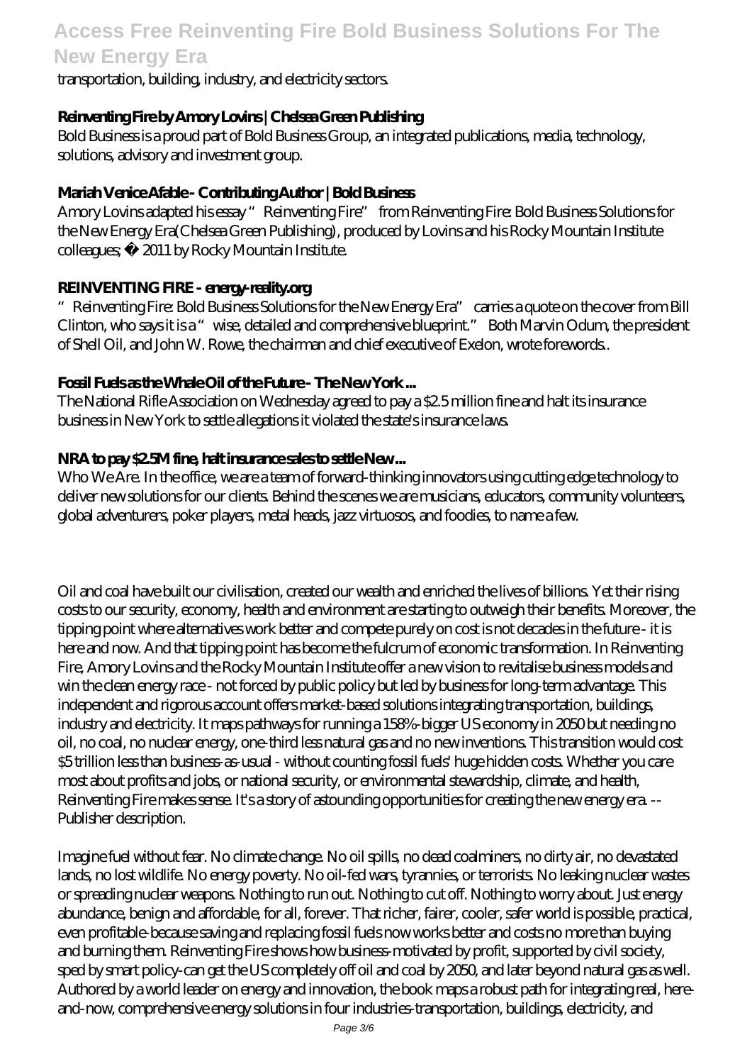transportation, building, industry, and electricity sectors.

### Reinventing Fire by Amory Lovins | Chelsea Green Publishing

Bold Business is a proud part of Bold Business Group, an integrated publications, media, technology, solutions, advisory and investment group.

### Mariah Venice Afable - Contributing Author | Bold Business

Amory Lovins adapted his essay "Reinventing Fire" from Reinventing Fire: Bold Business Solutions for the New Energy Era(Chelsea Green Publishing), produced by Lovins and his Rocky Mountain Institute colleagues; © 2011 by Rocky Mountain Institute.

### REINVENTING FIRE - energy-reality.org

"Reinventing Fire: Bold Business Solutions for the New Energy Era" carries a quote on the cover from Bill Clinton, who says it is a "wise, detailed and comprehensive blueprint." Both Marvin Odum, the president of Shell Oil, and John W. Rowe, the chairman and chief executive of Exelon, wrote forewords..

### Fossil Fuels as the Whale Oil of the Future - The New York ...

The National Rifle Association on Wednesday agreed to pay a $2.5 million fine and halt its insurance business in New York to settle allegations it violated the state's insurance laws.

### NRA to pay $2.5M fine, halt insurance sales to settle New ...

Who We Are. In the office, we are a team of forward-thinking innovators using cutting edge technology to deliver new solutions for our clients. Behind the scenes we are musicians, educators, community volunteers, global adventurers, poker players, metal heads, jazz virtuosos, and foodies, to name a few.

Oil and coal have built our civilisation, created our wealth and enriched the lives of billions. Yet their rising costs to our security, economy, health and environment are starting to outweigh their benefits. Moreover, the tipping point where alternatives work better and compete purely on cost is not decades in the future - it is here and now. And that tipping point has become the fulcrum of economic transformation. In Reinventing Fire, Amory Lovins and the Rocky Mountain Institute offer a new vision to revitalise business models and win the clean energy race - not forced by public policy but led by business for long-term advantage. This independent and rigorous account offers market-based solutions integrating transportation, buildings, industry and electricity. It maps pathways for running a 158%-bigger US economy in 2050 but needing no oil, no coal, no nuclear energy, one-third less natural gas and no new inventions. This transition would cost $5 trillion less than business-as-usual - without counting fossil fuels' huge hidden costs. Whether you care most about profits and jobs, or national security, or environmental stewardship, climate, and health, Reinventing Fire makes sense. It's a story of astounding opportunities for creating the new energy era. -- Publisher description.

Imagine fuel without fear. No climate change. No oil spills, no dead coalminers, no dirty air, no devastated lands, no lost wildlife. No energy poverty. No oil-fed wars, tyrannies, or terrorists. No leaking nuclear wastes or spreading nuclear weapons. Nothing to run out. Nothing to cut off. Nothing to worry about. Just energy abundance, benign and affordable, for all, forever. That richer, fairer, cooler, safer world is possible, practical, even profitable-because saving and replacing fossil fuels now works better and costs no more than buying and burning them. Reinventing Fire shows how business-motivated by profit, supported by civil society, sped by smart policy-can get the US completely off oil and coal by 2050, and later beyond natural gas as well. Authored by a world leader on energy and innovation, the book maps a robust path for integrating real, here-and-now, comprehensive energy solutions in four industries-transportation, buildings, electricity, and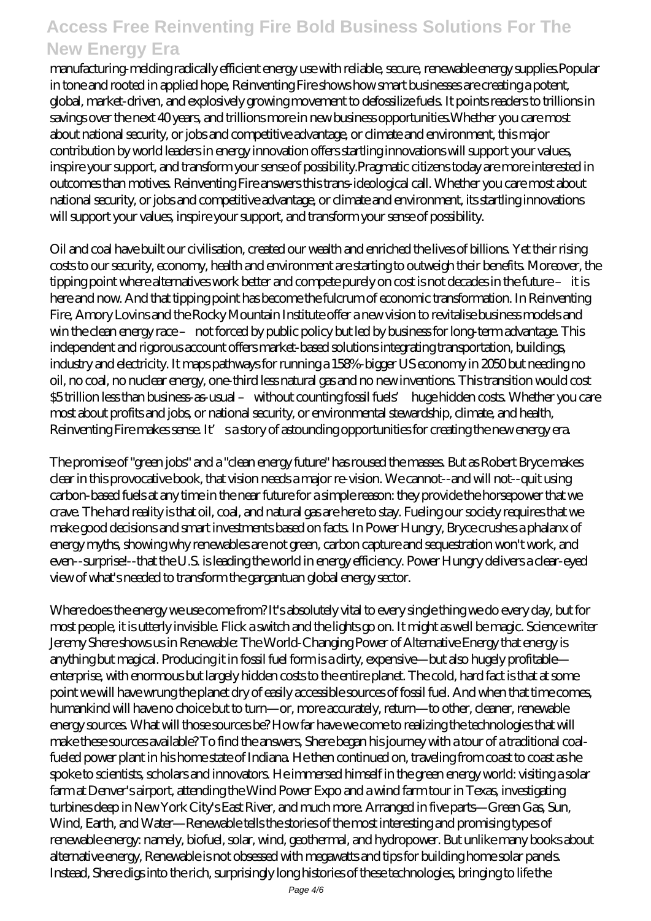manufacturing-melding radically efficient energy use with reliable, secure, renewable energy supplies.Popular in tone and rooted in applied hope, Reinventing Fire shows how smart businesses are creating a potent, global, market-driven, and explosively growing movement to defossilize fuels. It points readers to trillions in savings over the next 40 years, and trillions more in new business opportunities.Whether you care most about national security, or jobs and competitive advantage, or climate and environment, this major contribution by world leaders in energy innovation offers startling innovations will support your values, inspire your support, and transform your sense of possibility.Pragmatic citizens today are more interested in outcomes than motives. Reinventing Fire answers this trans-ideological call. Whether you care most about national security, or jobs and competitive advantage, or climate and environment, its startling innovations will support your values, inspire your support, and transform your sense of possibility.

Oil and coal have built our civilisation, created our wealth and enriched the lives of billions. Yet their rising costs to our security, economy, health and environment are starting to outweigh their benefits. Moreover, the tipping point where alternatives work better and compete purely on cost is not decades in the future – it is here and now. And that tipping point has become the fulcrum of economic transformation. In Reinventing Fire, Amory Lovins and the Rocky Mountain Institute offer a new vision to revitalise business models and win the clean energy race – not forced by public policy but led by business for long-term advantage. This independent and rigorous account offers market-based solutions integrating transportation, buildings, industry and electricity. It maps pathways for running a 158%-bigger US economy in 2050 but needing no oil, no coal, no nuclear energy, one-third less natural gas and no new inventions. This transition would cost \$5 trillion less than business-as-usual – without counting fossil fuels' huge hidden costs. Whether you care most about profits and jobs, or national security, or environmental stewardship, climate, and health, Reinventing Fire makes sense. It's a story of astounding opportunities for creating the new energy era.

The promise of "green jobs" and a "clean energy future" has roused the masses. But as Robert Bryce makes clear in this provocative book, that vision needs a major re-vision. We cannot--and will not--quit using carbon-based fuels at any time in the near future for a simple reason: they provide the horsepower that we crave. The hard reality is that oil, coal, and natural gas are here to stay. Fueling our society requires that we make good decisions and smart investments based on facts. In Power Hungry, Bryce crushes a phalanx of energy myths, showing why renewables are not green, carbon capture and sequestration won't work, and even--surprise!--that the U.S. is leading the world in energy efficiency. Power Hungry delivers a clear-eyed view of what's needed to transform the gargantuan global energy sector.

Where does the energy we use come from? It's absolutely vital to every single thing we do every day, but for most people, it is utterly invisible. Flick a switch and the lights go on. It might as well be magic. Science writer Jeremy Shere shows us in Renewable: The World-Changing Power of Alternative Energy that energy is anything but magical. Producing it in fossil fuel form is a dirty, expensive—but also hugely profitable—enterprise, with enormous but largely hidden costs to the entire planet. The cold, hard fact is that at some point we will have wrung the planet dry of easily accessible sources of fossil fuel. And when that time comes, humankind will have no choice but to turn—or, more accurately, return—to other, cleaner, renewable energy sources. What will those sources be? How far have we come to realizing the technologies that will make these sources available? To find the answers, Shere began his journey with a tour of a traditional coal-fueled power plant in his home state of Indiana. He then continued on, traveling from coast to coast as he spoke to scientists, scholars and innovators. He immersed himself in the green energy world: visiting a solar farm at Denver's airport, attending the Wind Power Expo and a wind farm tour in Texas, investigating turbines deep in New York City's East River, and much more. Arranged in five parts—Green Gas, Sun, Wind, Earth, and Water—Renewable tells the stories of the most interesting and promising types of renewable energy: namely, biofuel, solar, wind, geothermal, and hydropower. But unlike many books about alternative energy, Renewable is not obsessed with megawatts and tips for building home solar panels. Instead, Shere digs into the rich, surprisingly long histories of these technologies, bringing to life the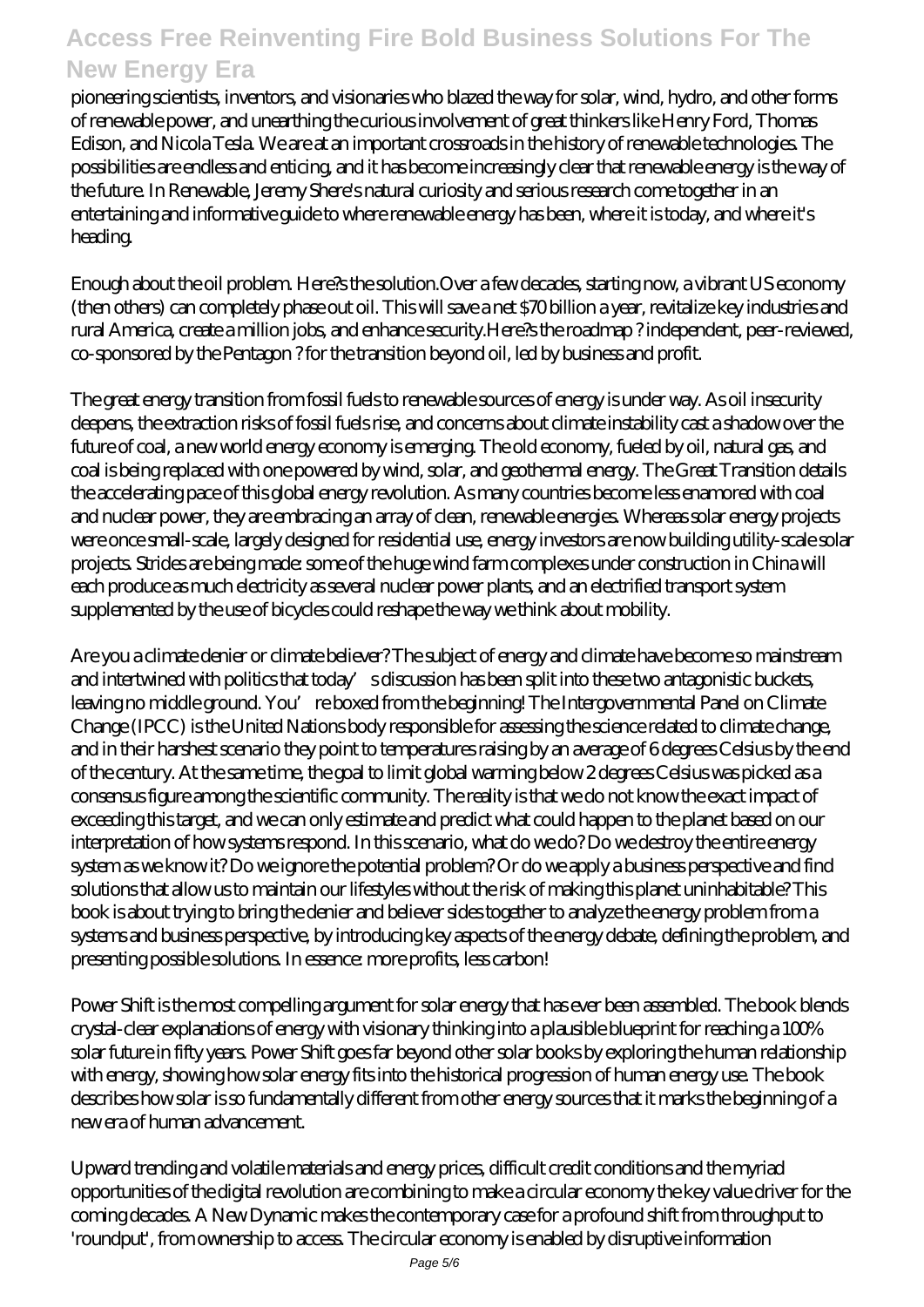pioneering scientists, inventors, and visionaries who blazed the way for solar, wind, hydro, and other forms of renewable power, and unearthing the curious involvement of great thinkers like Henry Ford, Thomas Edison, and Nicola Tesla. We are at an important crossroads in the history of renewable technologies. The possibilities are endless and enticing, and it has become increasingly clear that renewable energy is the way of the future. In Renewable, Jeremy Shere's natural curiosity and serious research come together in an entertaining and informative guide to where renewable energy has been, where it is today, and where it's heading.

Enough about the oil problem. Here?s the solution.Over a few decades, starting now, a vibrant US economy (then others) can completely phase out oil. This will save a net $70 billion a year, revitalize key industries and rural America, create a million jobs, and enhance security.Here?s the roadmap ? independent, peer-reviewed, co-sponsored by the Pentagon ? for the transition beyond oil, led by business and profit.

The great energy transition from fossil fuels to renewable sources of energy is under way. As oil insecurity deepens, the extraction risks of fossil fuels rise, and concerns about climate instability cast a shadow over the future of coal, a new world energy economy is emerging. The old economy, fueled by oil, natural gas, and coal is being replaced with one powered by wind, solar, and geothermal energy. The Great Transition details the accelerating pace of this global energy revolution. As many countries become less enamored with coal and nuclear power, they are embracing an array of clean, renewable energies. Whereas solar energy projects were once small-scale, largely designed for residential use, energy investors are now building utility-scale solar projects. Strides are being made: some of the huge wind farm complexes under construction in China will each produce as much electricity as several nuclear power plants, and an electrified transport system supplemented by the use of bicycles could reshape the way we think about mobility.

Are you a climate denier or climate believer? The subject of energy and climate have become so mainstream and intertwined with politics that today's discussion has been split into these two antagonistic buckets, leaving no middle ground. You're boxed from the beginning! The Intergovernmental Panel on Climate Change (IPCC) is the United Nations body responsible for assessing the science related to climate change, and in their harshest scenario they point to temperatures raising by an average of 6 degrees Celsius by the end of the century. At the same time, the goal to limit global warming below 2 degrees Celsius was picked as a consensus figure among the scientific community. The reality is that we do not know the exact impact of exceeding this target, and we can only estimate and predict what could happen to the planet based on our interpretation of how systems respond. In this scenario, what do we do? Do we destroy the entire energy system as we know it? Do we ignore the potential problem? Or do we apply a business perspective and find solutions that allow us to maintain our lifestyles without the risk of making this planet uninhabitable? This book is about trying to bring the denier and believer sides together to analyze the energy problem from a systems and business perspective, by introducing key aspects of the energy debate, defining the problem, and presenting possible solutions. In essence: more profits, less carbon!

Power Shift is the most compelling argument for solar energy that has ever been assembled. The book blends crystal-clear explanations of energy with visionary thinking into a plausible blueprint for reaching a 100% solar future in fifty years. Power Shift goes far beyond other solar books by exploring the human relationship with energy, showing how solar energy fits into the historical progression of human energy use. The book describes how solar is so fundamentally different from other energy sources that it marks the beginning of a new era of human advancement.

Upward trending and volatile materials and energy prices, difficult credit conditions and the myriad opportunities of the digital revolution are combining to make a circular economy the key value driver for the coming decades. A New Dynamic makes the contemporary case for a profound shift from throughput to 'roundput', from ownership to access. The circular economy is enabled by disruptive information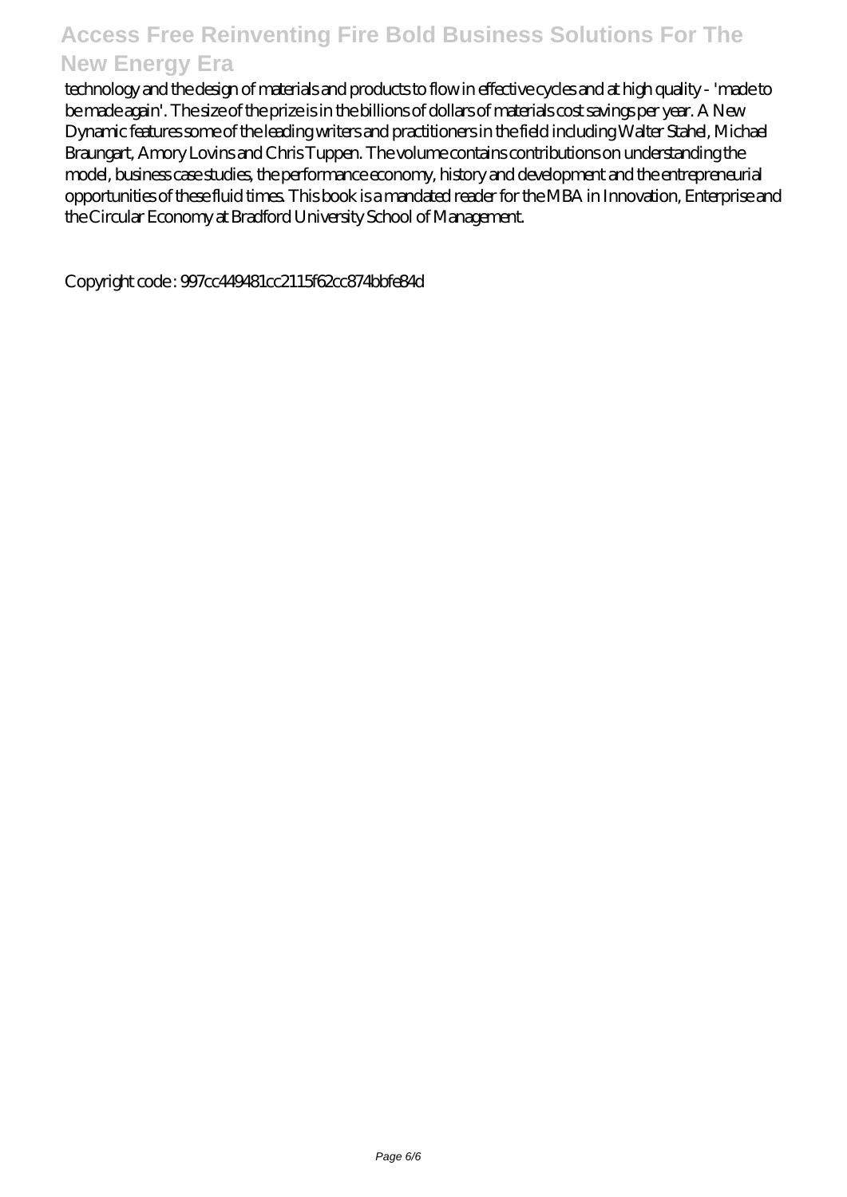technology and the design of materials and products to flow in effective cycles and at high quality - 'made to be made again'. The size of the prize is in the billions of dollars of materials cost savings per year. A New Dynamic features some of the leading writers and practitioners in the field including Walter Stahel, Michael Braungart, Amory Lovins and Chris Tuppen. The volume contains contributions on understanding the model, business case studies, the performance economy, history and development and the entrepreneurial opportunities of these fluid times. This book is a mandated reader for the MBA in Innovation, Enterprise and the Circular Economy at Bradford University School of Management.

Copyright code : 997cc449481cc2115f62cc874bbfe84d